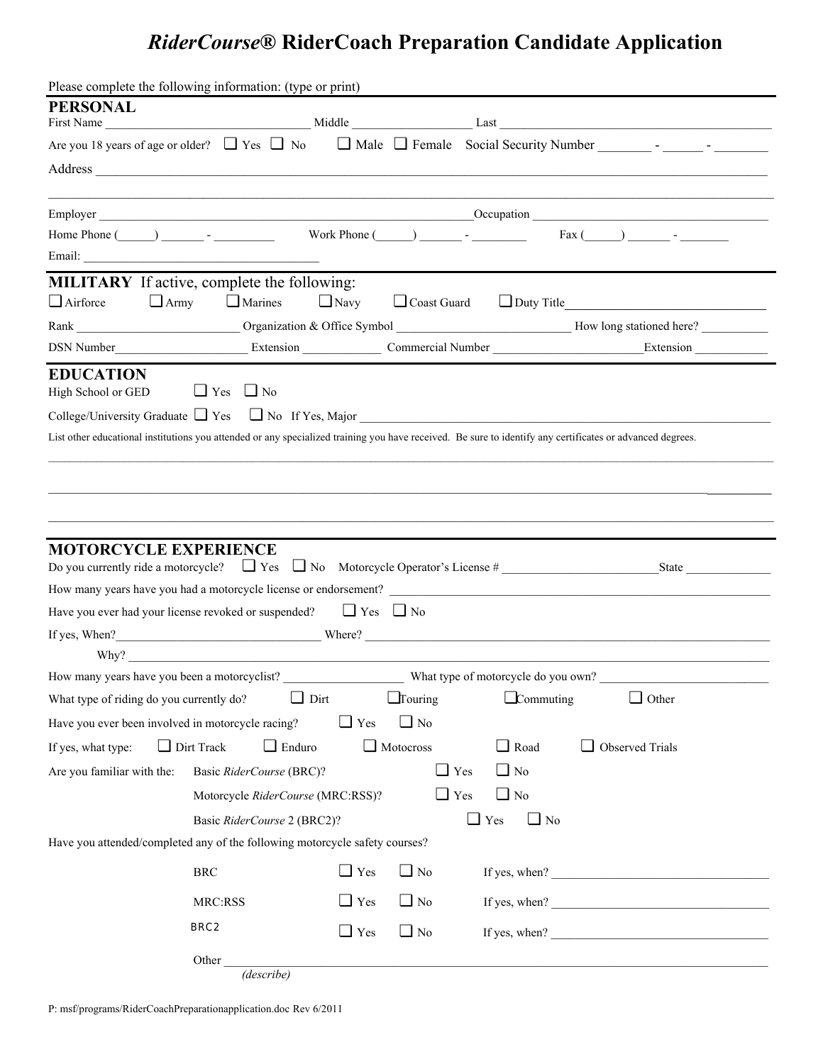# *RiderCourse*® RiderCoach Preparation Candidate Application

Please complete the following information: (type or print)

## PERSONAL

First Name ______________________________ Middle __________________ Last ________________________________________

Are you 18 years of age or older? ☐ Yes ☐ No ☐ Male ☐ Female Social Security Number ________ - ______ - ________

Address ________________________________________________________________________________________________

________________________________________________________________________________________________________

Employer ________________________________________________________ Occupation ________________________________

Home Phone (_____) _______ - _________ Work Phone (_____) _______ - ________ Fax (_____) _______ - _______

Email: ____________________________________

## MILITARY If active, complete the following:

☐ Airforce ☐ Army ☐ Marines ☐ Navy ☐ Coast Guard ☐ Duty Title______________________________

Rank __________________________ Organization & Office Symbol ___________________________ How long stationed here? __________

DSN Number_____________________ Extension ____________ Commercial Number _______________________Extension ___________

## EDUCATION

High School or GED ☐ Yes ☐ No

College/University Graduate ☐ Yes ☐ No If Yes, Major ______________________________________________________________

List other educational institutions you attended or any specialized training you have received. Be sure to identify any certificates or advanced degrees.

________________________________________________________________________________________________________

________________________________________________________________________________________________________

________________________________________________________________________________________________________

## MOTORCYCLE EXPERIENCE

Do you currently ride a motorcycle? ☐ Yes ☐ No Motorcycle Operator's License # ________________________State _____________

How many years have you had a motorcycle license or endorsement? _____________________________________________________

Have you ever had your license revoked or suspended? ☐ Yes ☐ No

If yes, When?________________________________ Where? ____________________________________________________________

Why? ________________________________________________________________________________________________

How many years have you been a motorcyclist? __________________ What type of motorcycle do you own? _______________________

What type of riding do you currently do? ☐ Dirt ☐ Touring ☐ Commuting ☐ Other

Have you ever been involved in motorcycle racing? ☐ Yes ☐ No

If yes, what type: ☐ Dirt Track ☐ Enduro ☐ Motocross ☐ Road ☐ Observed Trials

Are you familiar with the:

- Basic *RiderCourse* (BRC)? ☐ Yes ☐ No
- Motorcycle *RiderCourse* (MRC:RSS)? ☐ Yes ☐ No
- Basic *RiderCourse* 2 (BRC2)? ☐ Yes ☐ No

Have you attended/completed any of the following motorcycle safety courses?

- BRC ☐ Yes ☐ No If yes, when? __________________________________
- MRC:RSS ☐ Yes ☐ No If yes, when? __________________________________
- BRC2 ☐ Yes ☐ No If yes, when? __________________________________
- Other ______________________________________________________________________________
  *(describe)*

P: msf/programs/RiderCoachPreparationapplication.doc Rev 6/2011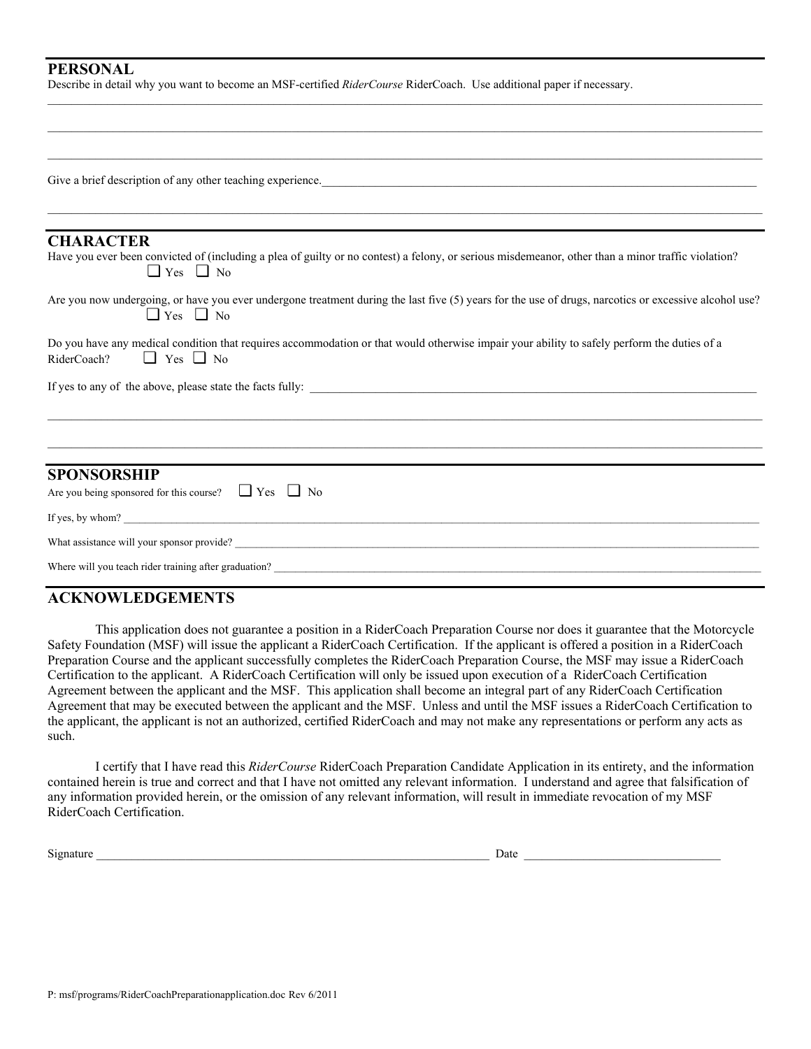## PERSONAL

Describe in detail why you want to become an MSF-certified *RiderCourse* RiderCoach. Use additional paper if necessary.

\_\_\_\_\_\_\_\_\_\_\_\_\_\_\_\_\_\_\_\_\_\_\_\_\_\_\_\_\_\_\_\_\_\_\_\_\_\_\_\_\_\_\_\_\_\_\_\_\_\_\_\_\_\_\_\_\_\_\_\_\_\_\_\_\_\_\_\_\_\_\_\_\_\_\_\_

\_\_\_\_\_\_\_\_\_\_\_\_\_\_\_\_\_\_\_\_\_\_\_\_\_\_\_\_\_\_\_\_\_\_\_\_\_\_\_\_\_\_\_\_\_\_\_\_\_\_\_\_\_\_\_\_\_\_\_\_\_\_\_\_\_\_\_\_\_\_\_\_\_\_\_\_

\_\_\_\_\_\_\_\_\_\_\_\_\_\_\_\_\_\_\_\_\_\_\_\_\_\_\_\_\_\_\_\_\_\_\_\_\_\_\_\_\_\_\_\_\_\_\_\_\_\_\_\_\_\_\_\_\_\_\_\_\_\_\_\_\_\_\_\_\_\_\_\_\_\_\_\_

Give a brief description of any other teaching experience.\_\_\_\_\_\_\_\_\_\_\_\_\_\_\_\_\_\_\_\_\_\_\_\_\_\_\_\_\_\_\_\_\_\_\_\_\_\_\_\_\_\_\_\_

\_\_\_\_\_\_\_\_\_\_\_\_\_\_\_\_\_\_\_\_\_\_\_\_\_\_\_\_\_\_\_\_\_\_\_\_\_\_\_\_\_\_\_\_\_\_\_\_\_\_\_\_\_\_\_\_\_\_\_\_\_\_\_\_\_\_\_\_\_\_\_\_\_\_\_\_

## CHARACTER

Have you ever been convicted of (including a plea of guilty or no contest) a felony, or serious misdemeanor, other than a minor traffic violation?
☐ Yes ☐ No

Are you now undergoing, or have you ever undergone treatment during the last five (5) years for the use of drugs, narcotics or excessive alcohol use?
☐ Yes ☐ No

Do you have any medical condition that requires accommodation or that would otherwise impair your ability to safely perform the duties of a RiderCoach? ☐ Yes ☐ No

If yes to any of the above, please state the facts fully: \_\_\_\_\_\_\_\_\_\_\_\_\_\_\_\_\_\_\_\_\_\_\_\_\_\_\_\_\_\_\_\_\_\_\_\_\_\_\_\_\_\_\_\_

\_\_\_\_\_\_\_\_\_\_\_\_\_\_\_\_\_\_\_\_\_\_\_\_\_\_\_\_\_\_\_\_\_\_\_\_\_\_\_\_\_\_\_\_\_\_\_\_\_\_\_\_\_\_\_\_\_\_\_\_\_\_\_\_\_\_\_\_\_\_\_\_\_\_\_\_

\_\_\_\_\_\_\_\_\_\_\_\_\_\_\_\_\_\_\_\_\_\_\_\_\_\_\_\_\_\_\_\_\_\_\_\_\_\_\_\_\_\_\_\_\_\_\_\_\_\_\_\_\_\_\_\_\_\_\_\_\_\_\_\_\_\_\_\_\_\_\_\_\_\_\_\_

## SPONSORSHIP

Are you being sponsored for this course? ☐ Yes ☐ No

If yes, by whom? \_\_\_\_\_\_\_\_\_\_\_\_\_\_\_\_\_\_\_\_\_\_\_\_\_\_\_\_\_\_\_\_\_\_\_\_\_\_\_\_\_\_\_\_\_\_\_\_\_\_\_\_\_\_\_\_\_\_\_\_\_\_\_\_\_\_

What assistance will your sponsor provide? \_\_\_\_\_\_\_\_\_\_\_\_\_\_\_\_\_\_\_\_\_\_\_\_\_\_\_\_\_\_\_\_\_\_\_\_\_\_\_\_\_\_\_\_\_\_\_\_

Where will you teach rider training after graduation? \_\_\_\_\_\_\_\_\_\_\_\_\_\_\_\_\_\_\_\_\_\_\_\_\_\_\_\_\_\_\_\_\_\_\_\_\_\_\_\_\_\_

## ACKNOWLEDGEMENTS

This application does not guarantee a position in a RiderCoach Preparation Course nor does it guarantee that the Motorcycle Safety Foundation (MSF) will issue the applicant a RiderCoach Certification. If the applicant is offered a position in a RiderCoach Preparation Course and the applicant successfully completes the RiderCoach Preparation Course, the MSF may issue a RiderCoach Certification to the applicant. A RiderCoach Certification will only be issued upon execution of a RiderCoach Certification Agreement between the applicant and the MSF. This application shall become an integral part of any RiderCoach Certification Agreement that may be executed between the applicant and the MSF. Unless and until the MSF issues a RiderCoach Certification to the applicant, the applicant is not an authorized, certified RiderCoach and may not make any representations or perform any acts as such.

I certify that I have read this *RiderCourse* RiderCoach Preparation Candidate Application in its entirety, and the information contained herein is true and correct and that I have not omitted any relevant information. I understand and agree that falsification of any information provided herein, or the omission of any relevant information, will result in immediate revocation of my MSF RiderCoach Certification.

Signature \_\_\_\_\_\_\_\_\_\_\_\_\_\_\_\_\_\_\_\_\_\_\_\_\_\_\_\_\_\_\_\_\_\_\_\_\_\_\_\_\_\_\_\_ Date \_\_\_\_\_\_\_\_\_\_\_\_\_\_\_\_\_\_\_\_\_\_\_\_

P: msf/programs/RiderCoachPreparationapplication.doc Rev 6/2011